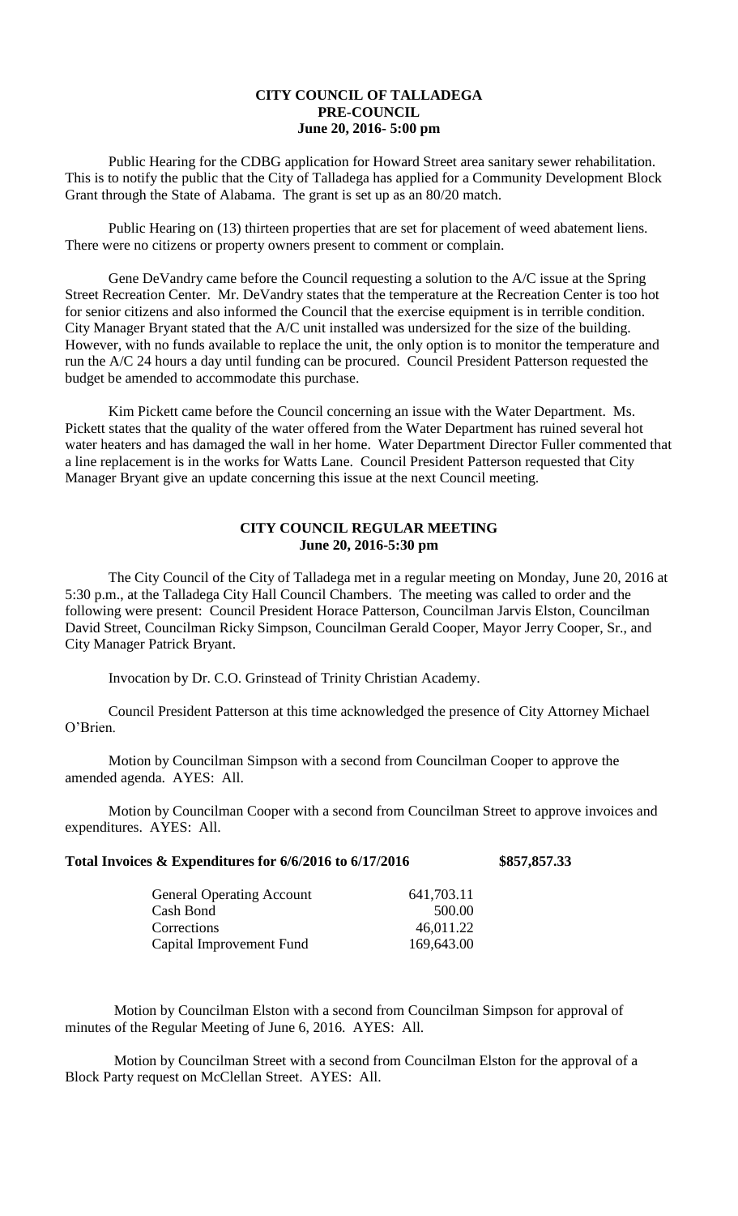# CITY COUNCIL OF TALLADEGA
## PRE-COUNCIL
### June 20, 2016- 5:00 pm

Public Hearing for the CDBG application for Howard Street area sanitary sewer rehabilitation. This is to notify the public that the City of Talladega has applied for a Community Development Block Grant through the State of Alabama. The grant is set up as an 80/20 match.

Public Hearing on (13) thirteen properties that are set for placement of weed abatement liens. There were no citizens or property owners present to comment or complain.

Gene DeVandry came before the Council requesting a solution to the A/C issue at the Spring Street Recreation Center. Mr. DeVandry states that the temperature at the Recreation Center is too hot for senior citizens and also informed the Council that the exercise equipment is in terrible condition. City Manager Bryant stated that the A/C unit installed was undersized for the size of the building. However, with no funds available to replace the unit, the only option is to monitor the temperature and run the A/C 24 hours a day until funding can be procured. Council President Patterson requested the budget be amended to accommodate this purchase.

Kim Pickett came before the Council concerning an issue with the Water Department. Ms. Pickett states that the quality of the water offered from the Water Department has ruined several hot water heaters and has damaged the wall in her home. Water Department Director Fuller commented that a line replacement is in the works for Watts Lane. Council President Patterson requested that City Manager Bryant give an update concerning this issue at the next Council meeting.

## CITY COUNCIL REGULAR MEETING
### June 20, 2016-5:30 pm

The City Council of the City of Talladega met in a regular meeting on Monday, June 20, 2016 at 5:30 p.m., at the Talladega City Hall Council Chambers. The meeting was called to order and the following were present: Council President Horace Patterson, Councilman Jarvis Elston, Councilman David Street, Councilman Ricky Simpson, Councilman Gerald Cooper, Mayor Jerry Cooper, Sr., and City Manager Patrick Bryant.

Invocation by Dr. C.O. Grinstead of Trinity Christian Academy.

Council President Patterson at this time acknowledged the presence of City Attorney Michael O'Brien.

Motion by Councilman Simpson with a second from Councilman Cooper to approve the amended agenda. AYES: All.

Motion by Councilman Cooper with a second from Councilman Street to approve invoices and expenditures. AYES: All.

**Total Invoices & Expenditures for 6/6/2016 to 6/17/2016 $857,857.33**

| | |
|---|---|
| General Operating Account | 641,703.11 |
| Cash Bond | 500.00 |
| Corrections | 46,011.22 |
| Capital Improvement Fund | 169,643.00 |

Motion by Councilman Elston with a second from Councilman Simpson for approval of minutes of the Regular Meeting of June 6, 2016. AYES: All.

Motion by Councilman Street with a second from Councilman Elston for the approval of a Block Party request on McClellan Street. AYES: All.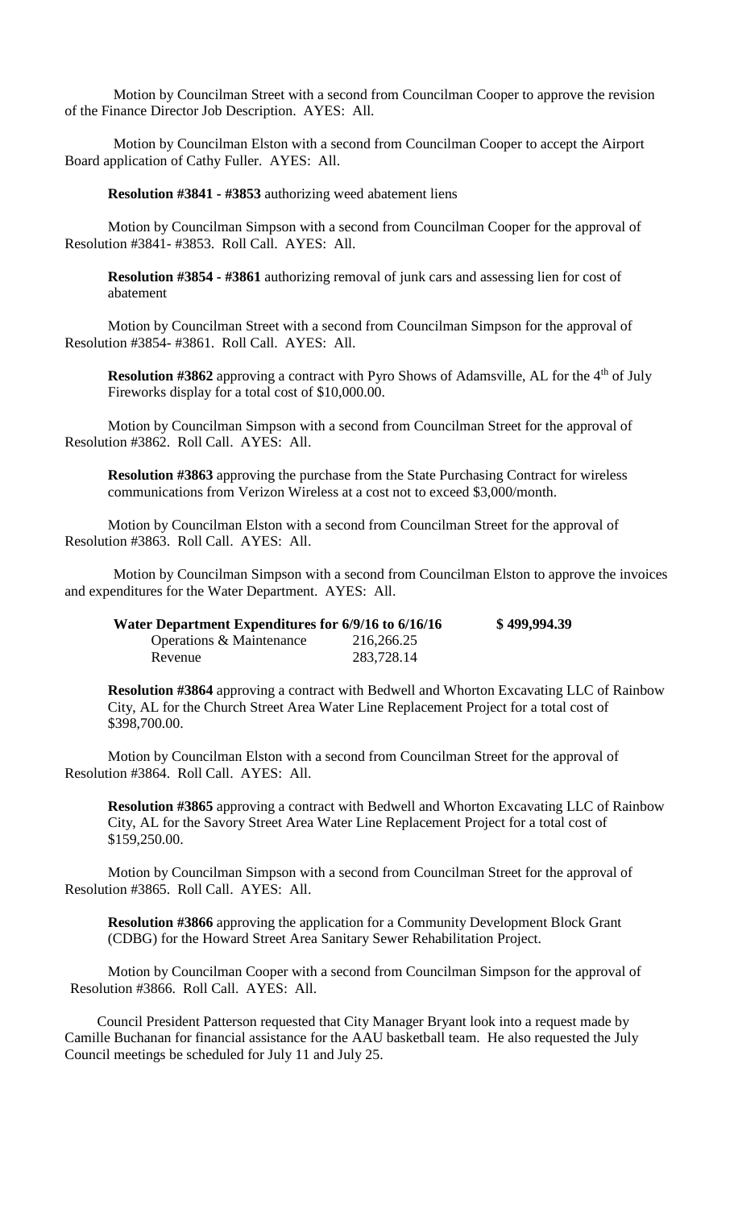Motion by Councilman Street with a second from Councilman Cooper to approve the revision of the Finance Director Job Description. AYES: All.

Motion by Councilman Elston with a second from Councilman Cooper to accept the Airport Board application of Cathy Fuller. AYES: All.

**Resolution #3841 - #3853** authorizing weed abatement liens

Motion by Councilman Simpson with a second from Councilman Cooper for the approval of Resolution #3841- #3853. Roll Call. AYES: All.

**Resolution #3854 - #3861** authorizing removal of junk cars and assessing lien for cost of abatement

Motion by Councilman Street with a second from Councilman Simpson for the approval of Resolution #3854- #3861. Roll Call. AYES: All.

**Resolution #3862** approving a contract with Pyro Shows of Adamsville, AL for the 4th of July Fireworks display for a total cost of $10,000.00.

Motion by Councilman Simpson with a second from Councilman Street for the approval of Resolution #3862. Roll Call. AYES: All.

**Resolution #3863** approving the purchase from the State Purchasing Contract for wireless communications from Verizon Wireless at a cost not to exceed $3,000/month.

Motion by Councilman Elston with a second from Councilman Street for the approval of Resolution #3863. Roll Call. AYES: All.

Motion by Councilman Simpson with a second from Councilman Elston to approve the invoices and expenditures for the Water Department. AYES: All.

| **Water Department Expenditures for 6/9/16 to 6/16/16** | | **$ 499,994.39** |
|---|---|---|
| Operations & Maintenance | 216,266.25 | |
| Revenue | 283,728.14 | |

**Resolution #3864** approving a contract with Bedwell and Whorton Excavating LLC of Rainbow City, AL for the Church Street Area Water Line Replacement Project for a total cost of $398,700.00.

Motion by Councilman Elston with a second from Councilman Street for the approval of Resolution #3864. Roll Call. AYES: All.

**Resolution #3865** approving a contract with Bedwell and Whorton Excavating LLC of Rainbow City, AL for the Savory Street Area Water Line Replacement Project for a total cost of $159,250.00.

Motion by Councilman Simpson with a second from Councilman Street for the approval of Resolution #3865. Roll Call. AYES: All.

**Resolution #3866** approving the application for a Community Development Block Grant (CDBG) for the Howard Street Area Sanitary Sewer Rehabilitation Project.

Motion by Councilman Cooper with a second from Councilman Simpson for the approval of Resolution #3866. Roll Call. AYES: All.

Council President Patterson requested that City Manager Bryant look into a request made by Camille Buchanan for financial assistance for the AAU basketball team. He also requested the July Council meetings be scheduled for July 11 and July 25.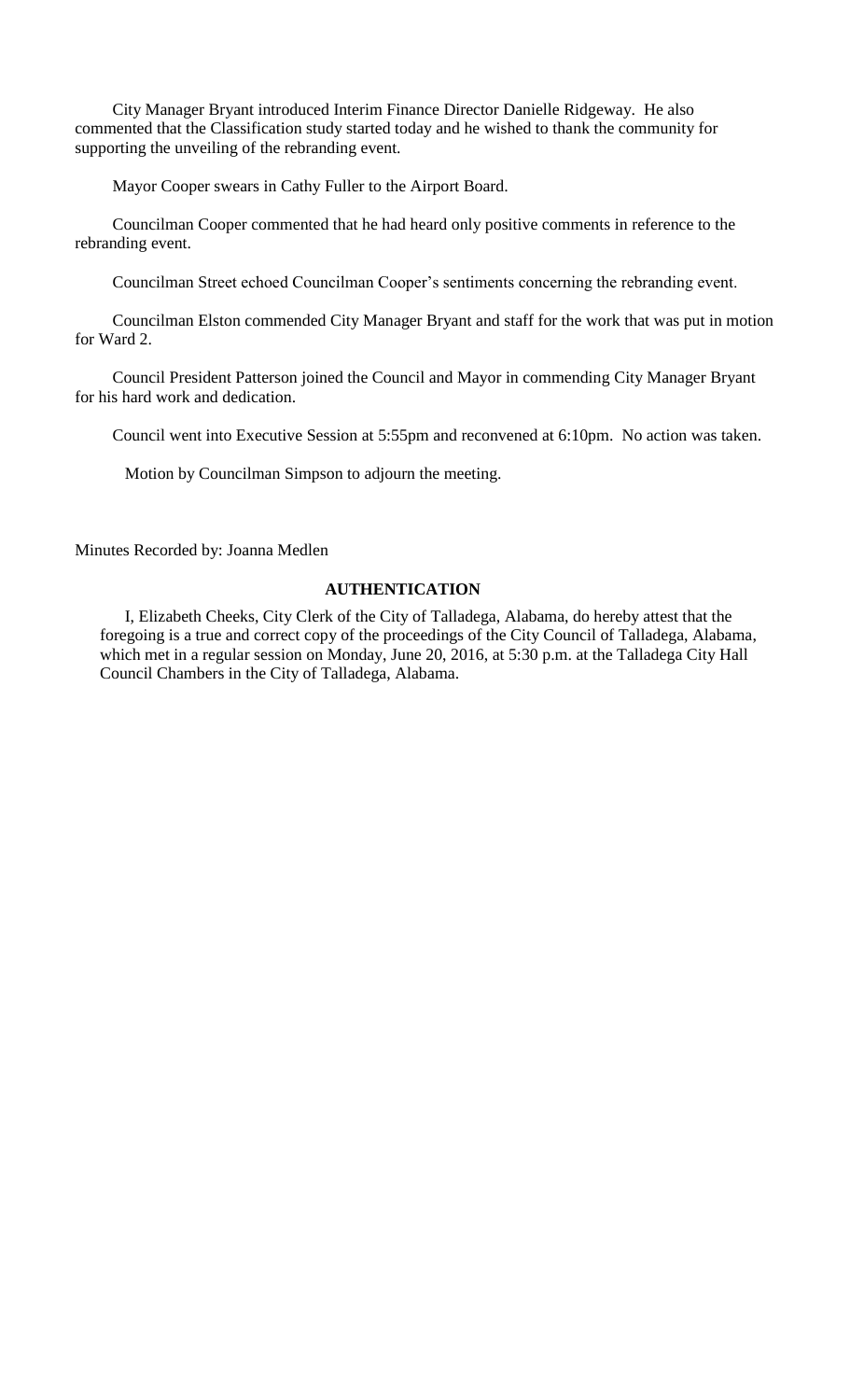City Manager Bryant introduced Interim Finance Director Danielle Ridgeway. He also commented that the Classification study started today and he wished to thank the community for supporting the unveiling of the rebranding event.

Mayor Cooper swears in Cathy Fuller to the Airport Board.

Councilman Cooper commented that he had heard only positive comments in reference to the rebranding event.

Councilman Street echoed Councilman Cooper's sentiments concerning the rebranding event.

Councilman Elston commended City Manager Bryant and staff for the work that was put in motion for Ward 2.

Council President Patterson joined the Council and Mayor in commending City Manager Bryant for his hard work and dedication.

Council went into Executive Session at 5:55pm and reconvened at 6:10pm. No action was taken.

Motion by Councilman Simpson to adjourn the meeting.

Minutes Recorded by: Joanna Medlen

## AUTHENTICATION

I, Elizabeth Cheeks, City Clerk of the City of Talladega, Alabama, do hereby attest that the foregoing is a true and correct copy of the proceedings of the City Council of Talladega, Alabama, which met in a regular session on Monday, June 20, 2016, at 5:30 p.m. at the Talladega City Hall Council Chambers in the City of Talladega, Alabama.